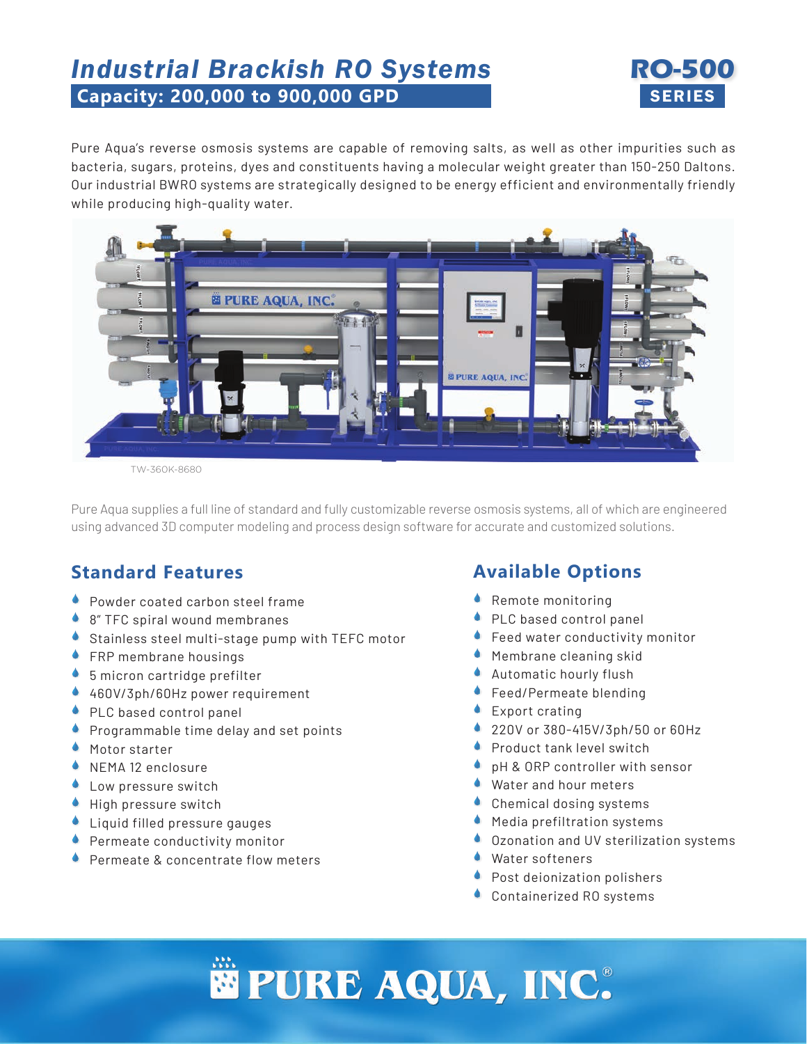# Industrial Brackish RO Systems

**Capacity: 200,000 to 900,000 GPD**

**RO-500 SERIES**

Pure Aqua's reverse osmosis systems are capable of removing salts, as well as other impurities such as bacteria, sugars, proteins, dyes and constituents having a molecular weight greater than 150-250 Daltons. Our industrial BWRO systems are strategically designed to be energy efficient and environmentally friendly while producing high-quality water.

TW-360K-8680

Pure Aqua supplies a full line of standard and fully customizable reverse osmosis systems, all of which are engineered using advanced 3D computer modeling and process design software for accurate and customized solutions.

## Standard Features

- Powder coated carbon steel frame
- 8" TFC spiral wound membranes
- Stainless steel multi-stage pump with TEFC motor
- FRP membrane housings
- 5 micron cartridge prefilter
- 460V/3ph/60Hz power requirement
- PLC based control panel
- Programmable time delay and set points
- Motor starter
- NEMA 12 enclosure
- Low pressure switch
- High pressure switch
- Liquid filled pressure gauges
- Permeate conductivity monitor
- Permeate & concentrate flow meters

## Available Options

- Remote monitoring
- PLC based control panel
- Feed water conductivity monitor
- Membrane cleaning skid
- Automatic hourly flush
- Feed/Permeate blending
- Export crating
- 220V or 380-415V/3ph/50 or 60Hz
- Product tank level switch
- pH & ORP controller with sensor
- Water and hour meters
- Chemical dosing systems
- Media prefiltration systems
- Ozonation and UV sterilization systems
- Water softeners
- Post deionization polishers
- Containerized RO systems

PURE AQUA, INC.®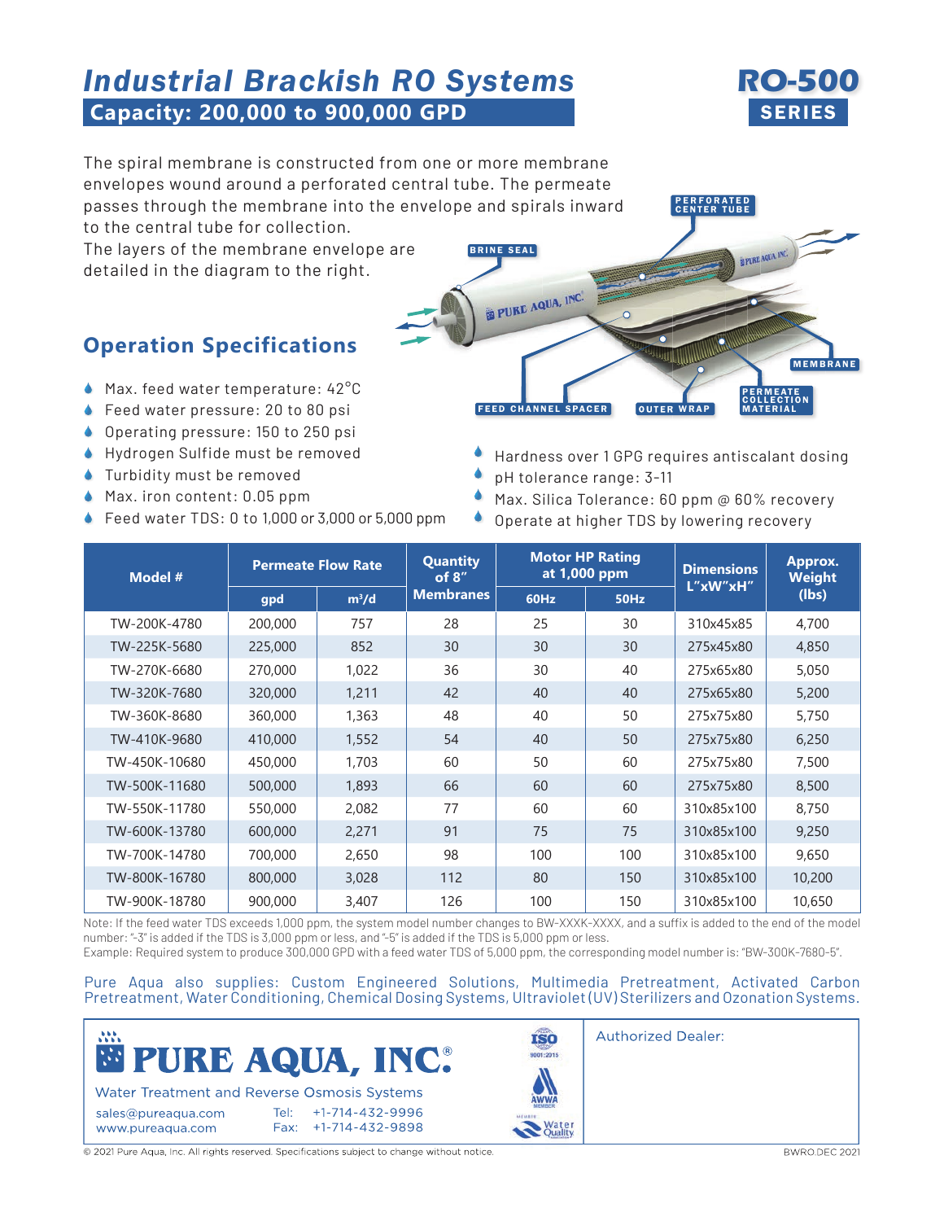# Industrial Brackish RO Systems

## Capacity: 200,000 to 900,000 GPD

**RO-500 SERIES**

The spiral membrane is constructed from one or more membrane envelopes wound around a perforated central tube. The permeate passes through the membrane into the envelope and spirals inward to the central tube for collection.
The layers of the membrane envelope are detailed in the diagram to the right.

BRINE SEAL
PERFORATED CENTER TUBE
MEMBRANE
PERMEATE COLLECTION MATERIAL
OUTER WRAP
FEED CHANNEL SPACER

## Operation Specifications

- Max. feed water temperature: 42°C
- Feed water pressure: 20 to 80 psi
- Operating pressure: 150 to 250 psi
- Hydrogen Sulfide must be removed
- Turbidity must be removed
- Max. iron content: 0.05 ppm
- Feed water TDS: 0 to 1,000 or 3,000 or 5,000 ppm
- Hardness over 1 GPG requires antiscalant dosing
- pH tolerance range: 3-11
- Max. Silica Tolerance: 60 ppm @ 60% recovery
- Operate at higher TDS by lowering recovery

| Model # | Permeate Flow Rate | | Quantity of 8″ Membranes | Motor HP Rating at 1,000 ppm | | Dimensions L″xW″xH″ | Approx. Weight (lbs) |
|---|---|---|---|---|---|---|---|
| | gpd | $m^3/d$ | | 60Hz | 50Hz | | |
| TW-200K-4780 | 200,000 | 757 | 28 | 25 | 30 | 310x45x85 | 4,700 |
| TW-225K-5680 | 225,000 | 852 | 30 | 30 | 30 | 275x45x80 | 4,850 |
| TW-270K-6680 | 270,000 | 1,022 | 36 | 30 | 40 | 275x65x80 | 5,050 |
| TW-320K-7680 | 320,000 | 1,211 | 42 | 40 | 40 | 275x65x80 | 5,200 |
| TW-360K-8680 | 360,000 | 1,363 | 48 | 40 | 50 | 275x75x80 | 5,750 |
| TW-410K-9680 | 410,000 | 1,552 | 54 | 40 | 50 | 275x75x80 | 6,250 |
| TW-450K-10680 | 450,000 | 1,703 | 60 | 50 | 60 | 275x75x80 | 7,500 |
| TW-500K-11680 | 500,000 | 1,893 | 66 | 60 | 60 | 275x75x80 | 8,500 |
| TW-550K-11780 | 550,000 | 2,082 | 77 | 60 | 60 | 310x85x100 | 8,750 |
| TW-600K-13780 | 600,000 | 2,271 | 91 | 75 | 75 | 310x85x100 | 9,250 |
| TW-700K-14780 | 700,000 | 2,650 | 98 | 100 | 100 | 310x85x100 | 9,650 |
| TW-800K-16780 | 800,000 | 3,028 | 112 | 80 | 150 | 310x85x100 | 10,200 |
| TW-900K-18780 | 900,000 | 3,407 | 126 | 100 | 150 | 310x85x100 | 10,650 |

Note: If the feed water TDS exceeds 1,000 ppm, the system model number changes to BW-XXXK-XXXX, and a suffix is added to the end of the model number: "-3" is added if the TDS is 3,000 ppm or less, and "-5" is added if the TDS is 5,000 ppm or less.
Example: Required system to produce 300,000 GPD with a feed water TDS of 5,000 ppm, the corresponding model number is: "BW-300K-7680-5".

Pure Aqua also supplies: Custom Engineered Solutions, Multimedia Pretreatment, Activated Carbon Pretreatment, Water Conditioning, Chemical Dosing Systems, Ultraviolet (UV) Sterilizers and Ozonation Systems.

**PURE AQUA, INC.®**

Water Treatment and Reverse Osmosis Systems

sales@pureaqua.com
www.pureaqua.com

Tel: +1-714-432-9996
Fax: +1-714-432-9898

ISO 9001:2015
AWWA MEMBER
Water Quality

Authorized Dealer:

© 2021 Pure Aqua, Inc. All rights reserved. Specifications subject to change without notice.

BWRO.DEC 2021